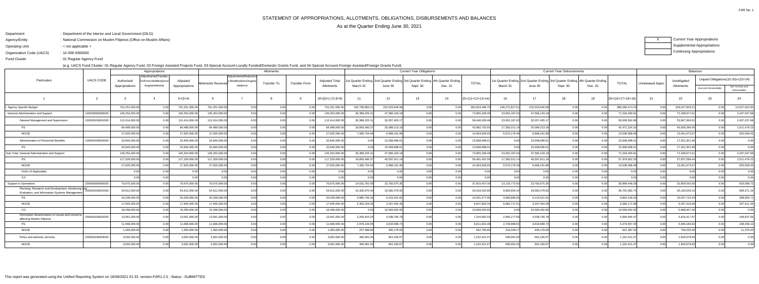FAR No. 1

# STATEMENT OF APPROPRIATIONS, ALLOTMENTS, OBLIGATIONS, DISBURSEMENTS AND BALANCES

## As at the Quarter Ending June 30, 2021

Department : Department of the Interior and Local Government (DILG)

Agency/Entity : National Commission on Muslim Filipinos (Office on Muslim Affairs)

Operating Unit : < not applicable >

Organization Code (UACS) : 14 008 0000000

Fund Cluster : 01 Regular Agency Fund

(e.g. UACS Fund Cluster: 01-Regular Agency Fund, 02-Foreign Assisted Projects Fund, 03-Special Account-Locally Funded/Domestic Grants Fund, and 04-Special Account-Foreign Assisted/Foreign Grants Fund)

| X | Current Year Appropriations |
|---|---|
| | Supplemental Appropriations |
| | Continuing Appropriations |

| Particulars | UACS CODE | Appropriations | | | Allotments | | | | | Current Year Obligations | | | | | Current Year Disbursements | | | | | Balances | | | |
|---|---|---|---|---|---|---|---|---|---|---|---|---|---|---|---|---|---|---|---|---|---|---|---|
| | | Authorized Appropriations | Adjustments(Transfer To/From,Modifications/ Augmentations) | Adjusted Appropriations | Allotments Received | Adjustments(Reductions, Modifications/Augmentations) | Transfer To | Transfer From | Adjusted Total Allotments | 1st Quarter Ending March 31 | 2nd Quarter Ending June 30 | 3rd Quarter Ending Sept. 30 | 4th Quarter Ending Dec. 31 | TOTAL | 1st Quarter Ending March 31 | 2nd Quarter Ending June 30 | 3rd Quarter Ending Sept. 30 | 4th Quarter Ending Dec. 31 | TOTAL | Unreleased Appro | Unobligated Allotments | Unpaid Obligations(15-20)=(23+24) Due and Demandable | Unpaid Obligations(15-20)=(23+24) Not Yet Due and Demandable |
| 1 | 2 | 3 | 4 | 5=(3+4) | 6 | 7 | 8 | 9 | 10=[{6+(-)7}-8+9] | 11 | 12 | 13 | 14 | 15=(11+12+13+14) | 16 | 17 | 18 | 19 | 20=(16+17+18+19) | 21 | 22 | 23 | 24 |
| I. Agency Specific Budget | | 701,251,000.00 | 0.00 | 701,251,000.00 | 701,251,000.00 | 0.00 | 0.00 | 0.00 | 701,251,000.00 | 160,799,850.21 | 222,023,646.58 | 0.00 | 0.00 | 382,823,496.79 | 146,272,827.61 | 222,023,646.58 | 0.00 | 0.00 | 368,296,474.19 | 0.00 | 318,427,503.21 | 0.00 | 14,527,022.60 |
| General Administration and Support | 100000000000000 | 145,254,000.00 | 0.00 | 145,254,000.00 | 145,254,000.00 | 0.00 | 0.00 | 0.00 | 145,254,000.00 | 26,389,225.31 | 47,566,103.18 | 0.00 | 0.00 | 73,955,328.49 | 23,952,187.63 | 47,566,103.18 | 0.00 | 0.00 | 71,518,290.81 | 0.00 | 71,298,671.51 | 0.00 | 2,437,037.68 |
| General Management and Supervision | 100000100001000 | 112,414,000.00 | 0.00 | 112,414,000.00 | 112,414,000.00 | 0.00 | 0.00 | 0.00 | 112,414,000.00 | 26,389,225.31 | 32,057,405.17 | 0.00 | 0.00 | 58,446,630.48 | 23,952,187.63 | 32,057,405.17 | 0.00 | 0.00 | 56,009,592.80 | 0.00 | 53,967,369.52 | 0.00 | 2,437,037.68 |
| PS | | 84,489,000.00 | 0.00 | 84,489,000.00 | 84,489,000.00 | 0.00 | 0.00 | 0.00 | 84,489,000.00 | 18,893,490.37 | 25,089,213.18 | 0.00 | 0.00 | 43,982,703.55 | 17,382,011.14 | 25,089,213.18 | 0.00 | 0.00 | 42,471,224.32 | 0.00 | 40,506,296.45 | 0.00 | 1,511,479.23 |
| MOOE | | 27,925,000.00 | 0.00 | 27,925,000.00 | 27,925,000.00 | 0.00 | 0.00 | 0.00 | 27,925,000.00 | 7,495,734.94 | 6,968,191.99 | 0.00 | 0.00 | 14,463,926.93 | 6,570,176.49 | 6,968,191.99 | 0.00 | 0.00 | 13,538,368.48 | 0.00 | 13,461,073.07 | 0.00 | 925,558.45 |
| Administration of Personnel Benefits | 100000100002000 | 32,840,000.00 | 0.00 | 32,840,000.00 | 32,840,000.00 | 0.00 | 0.00 | 0.00 | 32,840,000.00 | 0.00 | 15,508,698.01 | 0.00 | 0.00 | 15,508,698.01 | 0.00 | 15,508,698.01 | 0.00 | 0.00 | 15,508,698.01 | 0.00 | 17,331,301.99 | 0.00 | 0.00 |
| PS | | 32,840,000.00 | 0.00 | 32,840,000.00 | 32,840,000.00 | 0.00 | 0.00 | 0.00 | 32,840,000.00 | 0.00 | 15,508,698.01 | 0.00 | 0.00 | 15,508,698.01 | 0.00 | 15,508,698.01 | 0.00 | 0.00 | 15,508,698.01 | 0.00 | 17,331,301.99 | 0.00 | 0.00 |
| Sub-Total, General Administration and Support | | 145,254,000.00 | 0.00 | 145,254,000.00 | 145,254,000.00 | 0.00 | 0.00 | 0.00 | 145,254,000.00 | 26,389,225.31 | 47,566,103.18 | 0.00 | 0.00 | 73,955,328.49 | 23,952,187.63 | 47,566,103.18 | 0.00 | 0.00 | 71,518,290.81 | 0.00 | 71,298,671.51 | 0.00 | 2,437,037.68 |
| PS | | 117,329,000.00 | 0.00 | 117,329,000.00 | 117,329,000.00 | 0.00 | 0.00 | 0.00 | 117,329,000.00 | 18,893,490.37 | 40,597,911.19 | 0.00 | 0.00 | 59,491,401.56 | 17,382,011.14 | 40,597,911.19 | 0.00 | 0.00 | 57,979,922.33 | 0.00 | 57,837,598.44 | 0.00 | 1,511,479.23 |
| MOOE | | 27,925,000.00 | 0.00 | 27,925,000.00 | 27,925,000.00 | 0.00 | 0.00 | 0.00 | 27,925,000.00 | 7,495,734.94 | 6,968,191.99 | 0.00 | 0.00 | 14,463,926.93 | 6,570,176.49 | 6,968,191.99 | 0.00 | 0.00 | 13,538,368.48 | 0.00 | 13,461,073.07 | 0.00 | 925,558.45 |
| FinEx (if Applicable) | | 0.00 | 0.00 | 0.00 | 0.00 | 0.00 | 0.00 | 0.00 | 0.00 | 0.00 | 0.00 | 0.00 | 0.00 | 0.00 | 0.00 | 0.00 | 0.00 | 0.00 | 0.00 | 0.00 | 0.00 | 0.00 | 0.00 |
| CO | | 0.00 | 0.00 | 0.00 | 0.00 | 0.00 | 0.00 | 0.00 | 0.00 | 0.00 | 0.00 | 0.00 | 0.00 | 0.00 | 0.00 | 0.00 | 0.00 | 0.00 | 0.00 | 0.00 | 0.00 | 0.00 | 0.00 |
| Support to Operations | 200000000000000 | 70,675,000.00 | 0.00 | 70,675,000.00 | 70,675,000.00 | 0.00 | 0.00 | 0.00 | 70,675,000.00 | 14,032,781.65 | 23,782,675.35 | 0.00 | 0.00 | 37,815,457.00 | 13,116,772.93 | 23,782,675.35 | 0.00 | 0.00 | 36,899,448.28 | 0.00 | 32,859,543.00 | 0.00 | 916,008.72 |
| Planning, Research and Development, Monitoring and Evaluation, and Information Systems Management | 200000100001000 | 54,612,000.00 | 0.00 | 54,612,000.00 | 54,612,000.00 | 0.00 | 0.00 | 0.00 | 54,612,000.00 | 10,335,975.40 | 19,082,478.50 | 0.00 | 0.00 | 29,418,453.90 | 9,669,604.24 | 19,082,478.50 | 0.00 | 0.00 | 28,752,082.74 | 0.00 | 25,193,546.10 | 0.00 | 666,371.16 |
| PS | | 20,209,000.00 | 0.00 | 20,209,000.00 | 20,209,000.00 | 0.00 | 0.00 | 0.00 | 20,209,000.00 | 4,985,746.34 | 5,215,531.62 | 0.00 | 0.00 | 10,201,277.96 | 4,586,886.63 | 5,215,531.62 | 0.00 | 0.00 | 9,802,418.25 | 0.00 | 10,007,722.04 | 0.00 | 398,859.71 |
| MOOE | | 17,945,000.00 | 0.00 | 17,945,000.00 | 17,945,000.00 | 0.00 | 0.00 | 0.00 | 17,945,000.00 | 5,350,229.06 | 3,297,454.28 | 0.00 | 0.00 | 8,647,683.34 | 5,082,717.61 | 3,297,454.28 | 0.00 | 0.00 | 8,380,171.89 | 0.00 | 9,297,316.66 | 0.00 | 267,511.45 |
| CO | | 16,458,000.00 | 0.00 | 16,458,000.00 | 16,458,000.00 | 0.00 | 0.00 | 0.00 | 16,458,000.00 | 0.00 | 10,569,492.60 | 0.00 | 0.00 | 10,569,492.60 | 0.00 | 10,569,492.60 | 0.00 | 0.00 | 10,569,492.60 | 0.00 | 5,888,507.40 | 0.00 | 0.00 |
| Information dissemination on issues and concerns affecting Muslim Filipinos | 200000100002000 | 13,061,000.00 | 0.00 | 13,061,000.00 | 13,061,000.00 | 0.00 | 0.00 | 0.00 | 13,061,000.00 | 3,205,815.25 | 4,038,766.78 | 0.00 | 0.00 | 7,244,582.03 | 2,956,177.69 | 4,038,766.78 | 0.00 | 0.00 | 6,994,944.47 | 0.00 | 5,816,417.97 | 0.00 | 249,637.56 |
| PS | | 11,668,000.00 | 0.00 | 11,668,000.00 | 11,668,000.00 | 0.00 | 0.00 | 0.00 | 11,668,000.00 | 2,978,226.65 | 3,633,588.73 | 0.00 | 0.00 | 6,611,815.38 | 2,739,968.52 | 3,633,588.73 | 0.00 | 0.00 | 6,373,557.25 | 0.00 | 5,056,184.62 | 0.00 | 238,258.13 |
| MOOE | | 1,393,000.00 | 0.00 | 1,393,000.00 | 1,393,000.00 | 0.00 | 0.00 | 0.00 | 1,393,000.00 | 227,588.60 | 405,178.05 | 0.00 | 0.00 | 632,766.65 | 216,209.17 | 405,178.05 | 0.00 | 0.00 | 621,387.22 | 0.00 | 760,233.35 | 0.00 | 11,379.43 |
| Policy and advisory services | 200000100003000 | 3,002,000.00 | 0.00 | 3,002,000.00 | 3,002,000.00 | 0.00 | 0.00 | 0.00 | 3,002,000.00 | 490,991.00 | 661,430.07 | 0.00 | 0.00 | 1,152,421.07 | 490,991.00 | 661,430.07 | 0.00 | 0.00 | 1,152,421.07 | 0.00 | 1,849,578.93 | 0.00 | 0.00 |
| MOOE | | 3,002,000.00 | 0.00 | 3,002,000.00 | 3,002,000.00 | 0.00 | 0.00 | 0.00 | 3,002,000.00 | 490,991.00 | 661,430.07 | 0.00 | 0.00 | 1,152,421.07 | 490,991.00 | 661,430.07 | 0.00 | 0.00 | 1,152,421.07 | 0.00 | 1,849,578.93 | 0.00 | 0.00 |

This report was generated using the Unified Reporting System on 16/08/2021 01:33 version.FAR1.2.5 ; Status : SUBMITTED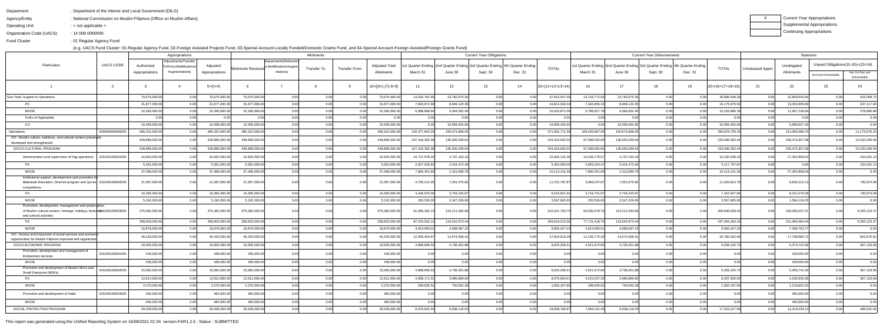Department : Department of the Interior and Local Government (DILG)

Agency/Entity : National Commission on Muslim Filipinos (Office on Muslim Affairs)

Operating Unit : < not applicable >

Organization Code (UACS) : 14 008 0000000

Fund Cluster : 01 Regular Agency Fund

(e.g. UACS Fund Cluster: 01-Regular Agency Fund, 02-Foreign Assisted Projects Fund, 03-Special Account-Locally Funded/Domestic Grants Fund, and 04-Special Account-Foreign Assisted/Foreign Grants Fund)

| X | Current Year Appropriations |
|---|---|
| | Supplemental Appropriations |
| | Continuing Appropriations |

| Particulars | UACS CODE | Appropriations | | | Allotments | | | | | Current Year Obligations | | | | | Current Year Disbursements | | | | | Balances | | | |
|---|---|---|---|---|---|---|---|---|---|---|---|---|---|---|---|---|---|---|---|---|---|---|---|
| | | Authorized Appropriations | Adjustments(Transfer To/From,Modifications/Augmentations) | Adjusted Appropriations | Allotments Received | Adjustments(Reductions,Modifications/Augmentations) | Transfer To | Transfer From | Adjusted Total Allotments | 1st Quarter Ending March 31 | 2nd Quarter Ending June 30 | 3rd Quarter Ending Sept. 30 | 4th Quarter Ending Dec. 31 | TOTAL | 1st Quarter Ending March 31 | 2nd Quarter Ending June 30 | 3rd Quarter Ending Sept. 30 | 4th Quarter Ending Dec. 31 | TOTAL | Unreleased Appro | Unobligated Allotments | Unpaid Obligations(15-20)=(23+24) Due and Demandable | Not Yet Due and Demandable |
| 1 | 2 | 3 | 4 | 5=(3+4) | 6 | 7 | 8 | 9 | 10=[{6+(-)7}-8+9] | 11 | 12 | 13 | 14 | 15=(11+12+13+14) | 16 | 17 | 18 | 19 | 20=(16+17+18+19) | 21 | 22 | 23 | 24 |
| Sub-Total, Support to Operations | | 70,675,000.00 | 0.00 | 70,675,000.00 | 70,675,000.00 | 0.00 | 0.00 | 0.00 | 70,675,000.00 | 14,032,781.65 | 23,782,675.35 | 0.00 | 0.00 | 37,815,457.00 | 13,116,772.93 | 23,782,675.35 | 0.00 | 0.00 | 36,899,448.28 | 0.00 | 32,859,543.00 | 0.00 | 916,008.72 |
| PS | | 31,877,000.00 | 0.00 | 31,877,000.00 | 31,877,000.00 | 0.00 | 0.00 | 0.00 | 31,877,000.00 | 7,963,972.99 | 8,849,120.35 | 0.00 | 0.00 | 16,813,093.34 | 7,326,855.15 | 8,849,120.35 | 0.00 | 0.00 | 16,175,975.50 | 0.00 | 15,063,906.66 | 0.00 | 637,117.84 |
| MOOE | | 22,340,000.00 | 0.00 | 22,340,000.00 | 22,340,000.00 | 0.00 | 0.00 | 0.00 | 22,340,000.00 | 6,068,808.66 | 4,364,062.40 | 0.00 | 0.00 | 10,432,871.06 | 5,789,917.78 | 4,364,062.40 | 0.00 | 0.00 | 10,153,980.18 | 0.00 | 11,907,128.94 | 0.00 | 278,890.88 |
| FinEx (if Applicable) | | 0.00 | 0.00 | 0.00 | 0.00 | 0.00 | 0.00 | 0.00 | 0.00 | 0.00 | 0.00 | 0.00 | 0.00 | 0.00 | 0.00 | 0.00 | 0.00 | 0.00 | 0.00 | 0.00 | 0.00 | 0.00 | 0.00 |
| CO | | 16,458,000.00 | 0.00 | 16,458,000.00 | 16,458,000.00 | 0.00 | 0.00 | 0.00 | 16,458,000.00 | 0.00 | 10,569,492.60 | 0.00 | 0.00 | 10,569,492.60 | 0.00 | 10,569,492.60 | 0.00 | 0.00 | 10,569,492.60 | 0.00 | 5,888,507.40 | 0.00 | 0.00 |
| Operations | 300000000000000 | 485,322,000.00 | 0.00 | 485,322,000.00 | 485,322,000.00 | 0.00 | 0.00 | 0.00 | 485,322,000.00 | 120,377,843.25 | 150,674,868.05 | 0.00 | 0.00 | 271,052,711.30 | 109,203,867.05 | 150,674,868.05 | 0.00 | 0.00 | 259,878,735.10 | 0.00 | 214,269,288.70 | 0.00 | 11,173,976.20 |
| OO : Muslim culture, traditions, and cultural centers preserved, developed and strengthened | | 439,889,000.00 | 0.00 | 439,889,000.00 | 439,889,000.00 | 0.00 | 0.00 | 0.00 | 439,889,000.00 | 107,418,392.38 | 136,000,299.64 | 0.00 | 0.00 | 243,418,692.02 | 97,098,092.80 | 136,000,299.64 | 0.00 | 0.00 | 233,098,392.44 | 0.00 | 196,470,307.98 | 0.00 | 10,320,299.58 |
| SOCIO-CULTURAL PROGRAM | | 439,889,000.00 | 0.00 | 439,889,000.00 | 439,889,000.00 | 0.00 | 0.00 | 0.00 | 439,889,000.00 | 107,418,392.38 | 136,000,299.64 | 0.00 | 0.00 | 243,418,692.02 | 97,098,092.80 | 136,000,299.64 | 0.00 | 0.00 | 233,098,392.44 | 0.00 | 196,470,307.98 | 0.00 | 10,320,299.58 |
| Administration and supervision of Hajj operations | 310100100001000 | 42,820,000.00 | 0.00 | 42,820,000.00 | 42,820,000.00 | 0.00 | 0.00 | 0.00 | 42,820,000.00 | 10,727,978.20 | 4,737,163.16 | 0.00 | 0.00 | 15,465,141.36 | 10,493,776.07 | 4,737,163.16 | 0.00 | 0.00 | 15,230,939.23 | 0.00 | 27,354,858.64 | 0.00 | 234,202.13 |
| PS | | 5,352,000.00 | 0.00 | 5,352,000.00 | 5,352,000.00 | 0.00 | 0.00 | 0.00 | 5,352,000.00 | 2,927,526.60 | 2,424,473.40 | 0.00 | 0.00 | 5,352,000.00 | 2,693,324.47 | 2,424,473.40 | 0.00 | 0.00 | 5,117,797.87 | 0.00 | 0.00 | 0.00 | 234,202.13 |
| MOOE | | 37,468,000.00 | 0.00 | 37,468,000.00 | 37,468,000.00 | 0.00 | 0.00 | 0.00 | 37,468,000.00 | 7,800,451.60 | 2,312,689.76 | 0.00 | 0.00 | 10,113,141.36 | 7,800,451.60 | 2,312,689.76 | 0.00 | 0.00 | 10,113,141.36 | 0.00 | 27,354,858.64 | 0.00 | 0.00 |
| Institutional support, development and promotion for Madrasah Education, Shari'ah program and Qur'an competitions | 310100100002000 | 21,587,000.00 | 0.00 | 21,587,000.00 | 21,587,000.00 | 0.00 | 0.00 | 0.00 | 21,587,000.00 | 4,700,212.05 | 7,051,575.82 | 0.00 | 0.00 | 11,751,787.87 | 3,969,237.97 | 7,051,575.82 | 0.00 | 0.00 | 11,020,813.79 | 0.00 | 9,835,212.13 | 0.00 | 730,974.08 |
| PS | | 16,395,000.00 | 0.00 | 16,395,000.00 | 16,395,000.00 | 0.00 | 0.00 | 0.00 | 16,395,000.00 | 4,449,676.05 | 3,704,245.87 | 0.00 | 0.00 | 8,153,921.92 | 3,718,701.97 | 3,704,245.87 | 0.00 | 0.00 | 7,422,947.84 | 0.00 | 8,241,078.08 | 0.00 | 730,974.08 |
| MOOE | | 5,192,000.00 | 0.00 | 5,192,000.00 | 5,192,000.00 | 0.00 | 0.00 | 0.00 | 5,192,000.00 | 250,536.00 | 3,347,329.95 | 0.00 | 0.00 | 3,597,865.95 | 250,536.00 | 3,347,329.95 | 0.00 | 0.00 | 3,597,865.95 | 0.00 | 1,594,134.05 | 0.00 | 0.00 |
| Promotion, development, management and preservation of Muslim cultural centers, heritage, holidays, festivals and cultural activities | 310100100003000 | 375,482,000.00 | 0.00 | 375,482,000.00 | 375,482,000.00 | 0.00 | 0.00 | 0.00 | 375,482,000.00 | 91,990,202.13 | 124,211,560.66 | 0.00 | 0.00 | 216,201,762.79 | 82,635,078.76 | 124,211,560.66 | 0.00 | 0.00 | 206,846,639.42 | 0.00 | 159,280,237.21 | 0.00 | 9,355,123.37 |
| PS | | 358,603,000.00 | 0.00 | 358,603,000.00 | 358,603,000.00 | 0.00 | 0.00 | 0.00 | 358,603,000.00 | 87,076,542.12 | 119,542,973.44 | 0.00 | 0.00 | 206,619,515.56 | 77,721,418.75 | 119,542,973.44 | 0.00 | 0.00 | 197,264,392.19 | 0.00 | 151,983,484.44 | 0.00 | 9,355,123.37 |
| MOOE | | 16,879,000.00 | 0.00 | 16,879,000.00 | 16,879,000.00 | 0.00 | 0.00 | 0.00 | 16,879,000.00 | 4,913,660.01 | 4,668,587.22 | 0.00 | 0.00 | 9,582,247.23 | 4,913,660.01 | 4,668,587.22 | 0.00 | 0.00 | 9,582,247.23 | 0.00 | 7,296,752.77 | 0.00 | 0.00 |
| OO : Access and enjoyment of social services and economic opportunities for Muslim Filipinos improved and regularized | | 45,433,000.00 | 0.00 | 45,433,000.00 | 45,433,000.00 | 0.00 | 0.00 | 0.00 | 45,433,000.00 | 12,959,450.87 | 14,674,568.41 | 0.00 | 0.00 | 27,634,019.28 | 12,105,774.25 | 14,674,568.41 | 0.00 | 0.00 | 26,780,342.66 | 0.00 | 17,798,980.72 | 0.00 | 853,676.62 |
| SOCIO-ECONOMIC PROGRAM | | 16,005,000.00 | 0.00 | 16,005,000.00 | 16,005,000.00 | 0.00 | 0.00 | 0.00 | 16,005,000.00 | 4,888,806.53 | 4,736,451.88 | 0.00 | 0.00 | 9,625,258.41 | 4,521,672.85 | 4,736,451.88 | 0.00 | 0.00 | 9,258,124.73 | 0.00 | 6,379,741.59 | 0.00 | 367,133.68 |
| Promotion, development and management of Endowment services | 320100100001000 | 439,000.00 | 0.00 | 439,000.00 | 439,000.00 | 0.00 | 0.00 | 0.00 | 439,000.00 | 0.00 | 0.00 | 0.00 | 0.00 | 0.00 | 0.00 | 0.00 | 0.00 | 0.00 | 0.00 | 0.00 | 439,000.00 | 0.00 | 0.00 |
| MOOE | | 439,000.00 | 0.00 | 439,000.00 | 439,000.00 | 0.00 | 0.00 | 0.00 | 439,000.00 | 0.00 | 0.00 | 0.00 | 0.00 | 0.00 | 0.00 | 0.00 | 0.00 | 0.00 | 0.00 | 0.00 | 439,000.00 | 0.00 | 0.00 |
| Promotion and development of Muslim Micro and Small Enterprise (MSEs) | 320100100002000 | 15,082,000.00 | 0.00 | 15,082,000.00 | 15,082,000.00 | 0.00 | 0.00 | 0.00 | 15,082,000.00 | 4,888,806.53 | 4,736,451.88 | 0.00 | 0.00 | 9,625,258.41 | 4,521,672.85 | 4,736,451.88 | 0.00 | 0.00 | 9,258,124.73 | 0.00 | 5,456,741.59 | 0.00 | 367,133.68 |
| PS | | 12,812,000.00 | 0.00 | 12,812,000.00 | 12,812,000.00 | 0.00 | 0.00 | 0.00 | 12,812,000.00 | 4,589,171.01 | 3,985,889.60 | 0.00 | 0.00 | 8,575,060.61 | 4,222,037.33 | 3,985,889.60 | 0.00 | 0.00 | 8,207,926.93 | 0.00 | 4,236,939.39 | 0.00 | 367,133.68 |
| MOOE | | 2,270,000.00 | 0.00 | 2,270,000.00 | 2,270,000.00 | 0.00 | 0.00 | 0.00 | 2,270,000.00 | 299,635.52 | 750,562.28 | 0.00 | 0.00 | 1,050,197.80 | 299,635.52 | 750,562.28 | 0.00 | 0.00 | 1,050,197.80 | 0.00 | 1,219,802.20 | 0.00 | 0.00 |
| Promotion and development of Halal | 320100100003000 | 484,000.00 | 0.00 | 484,000.00 | 484,000.00 | 0.00 | 0.00 | 0.00 | 484,000.00 | 0.00 | 0.00 | 0.00 | 0.00 | 0.00 | 0.00 | 0.00 | 0.00 | 0.00 | 0.00 | 0.00 | 484,000.00 | 0.00 | 0.00 |
| MOOE | | 484,000.00 | 0.00 | 484,000.00 | 484,000.00 | 0.00 | 0.00 | 0.00 | 484,000.00 | 0.00 | 0.00 | 0.00 | 0.00 | 0.00 | 0.00 | 0.00 | 0.00 | 0.00 | 0.00 | 0.00 | 484,000.00 | 0.00 | 0.00 |
| SOCIAL PROTECTION PROGRAM | | 29,428,000.00 | 0.00 | 29,428,000.00 | 29,428,000.00 | 0.00 | 0.00 | 0.00 | 29,428,000.00 | 8,070,644.34 | 9,938,116.53 | 0.00 | 0.00 | 18,008,760.87 | 7,584,101.40 | 9,938,116.53 | 0.00 | 0.00 | 17,522,217.93 | 0.00 | 11,419,239.13 | 0.00 | 486,542.94 |

This report was generated using the Unified Reporting System on 16/08/2021 01:34 version.FAR1.2.5 ; Status : SUBMITTED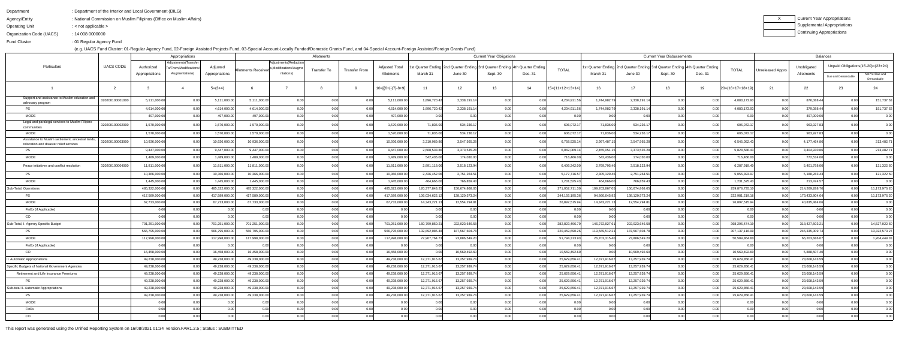Department : Department of the Interior and Local Government (DILG)

Agency/Entity : National Commission on Muslim Filipinos (Office on Muslim Affairs)

Operating Unit : < not applicable >

Organization Code (UACS) : 14 008 0000000

Fund Cluster : 01 Regular Agency Fund

(e.g. UACS Fund Cluster: 01-Regular Agency Fund, 02-Foreign Assisted Projects Fund, 03-Special Account-Locally Funded/Domestic Grants Fund, and 04-Special Account-Foreign Assisted/Foreign Grants Fund)

| X | Current Year Appropriations |
|---|---|
| | Supplemental Appropriations |
| | Continuing Appropriations |

| Particulars | UACS CODE | Appropriations | | | Allotments | | | | | Current Year Obligations | | | | | Current Year Disbursements | | | | | Balances | | | |
|---|---|---|---|---|---|---|---|---|---|---|---|---|---|---|---|---|---|---|---|---|---|---|---|
| | | Authorized Appropriations | Adjustments(Transfer To/From,Modifications/Augmentations) | Adjusted Appropriations | Allotments Received | Adjustments(Reductions,Modifications/Augmentations) | Transfer To | Transfer From | Adjusted Total Allotments | 1st Quarter Ending March 31 | 2nd Quarter Ending June 30 | 3rd Quarter Ending Sept. 30 | 4th Quarter Ending Dec. 31 | TOTAL | 1st Quarter Ending March 31 | 2nd Quarter Ending June 30 | 3rd Quarter Ending Sept. 30 | 4th Quarter Ending Dec. 31 | TOTAL | Unreleased Appro | Unobligated Allotments | Unpaid Obligations(15-20)=(23+24) | |
| | | | | | | | | | | | | | | | | | | | | | | Due and Demandable | Not Yet Due and Demandable |
| 1 | 2 | 3 | 4 | 5=(3+4) | 6 | 7 | 8 | 9 | 10=[{6+(-)7}-8+9] | 11 | 12 | 13 | 14 | 15=(11+12+13+14) | 16 | 17 | 18 | 19 | 20=(16+17+18+19) | 21 | 22 | 23 | 24 |
| Support and assistance to Muslim education and advocacy program | 320200100001000 | 5,111,000.00 | 0.00 | 5,111,000.00 | 5,111,000.00 | 0.00 | 0.00 | 0.00 | 5,111,000.00 | 1,896,720.42 | 2,338,191.14 | 0.00 | 0.00 | 4,234,911.56 | 1,744,982.79 | 2,338,191.14 | 0.00 | 0.00 | 4,083,173.93 | 0.00 | 876,088.44 | 0.00 | 151,737.63 |
| PS | | 4,614,000.00 | 0.00 | 4,614,000.00 | 4,614,000.00 | 0.00 | 0.00 | 0.00 | 4,614,000.00 | 1,896,720.42 | 2,338,191.14 | 0.00 | 0.00 | 4,234,911.56 | 1,744,982.79 | 2,338,191.14 | 0.00 | 0.00 | 4,083,173.93 | 0.00 | 379,088.44 | 0.00 | 151,737.63 |
| MOOE | | 497,000.00 | 0.00 | 497,000.00 | 497,000.00 | 0.00 | 0.00 | 0.00 | 497,000.00 | 0.00 | 0.00 | 0.00 | 0.00 | 0.00 | 0.00 | 0.00 | 0.00 | 0.00 | 0.00 | 0.00 | 497,000.00 | 0.00 | 0.00 |
| Legal and paralegal services to Muslim Filipino communities | 320200100002000 | 1,570,000.00 | 0.00 | 1,570,000.00 | 1,570,000.00 | 0.00 | 0.00 | 0.00 | 1,570,000.00 | 71,836.00 | 534,236.17 | 0.00 | 0.00 | 606,072.17 | 71,836.00 | 534,236.17 | 0.00 | 0.00 | 606,072.17 | 0.00 | 963,927.83 | 0.00 | 0.00 |
| MOOE | | 1,570,000.00 | 0.00 | 1,570,000.00 | 1,570,000.00 | 0.00 | 0.00 | 0.00 | 1,570,000.00 | 71,836.00 | 534,236.17 | 0.00 | 0.00 | 606,072.17 | 71,836.00 | 534,236.17 | 0.00 | 0.00 | 606,072.17 | 0.00 | 963,927.83 | 0.00 | 0.00 |
| Assistance to Muslim settlement, ancestral lands, relocation and disaster relief services | 320200100003000 | 10,936,000.00 | 0.00 | 10,936,000.00 | 10,936,000.00 | 0.00 | 0.00 | 0.00 | 10,936,000.00 | 3,210,969.86 | 3,547,565.28 | 0.00 | 0.00 | 6,758,535.14 | 2,997,487.15 | 3,547,565.28 | 0.00 | 0.00 | 6,545,052.43 | 0.00 | 4,177,464.86 | 0.00 | 213,482.71 |
| PS | | 9,447,000.00 | 0.00 | 9,447,000.00 | 9,447,000.00 | 0.00 | 0.00 | 0.00 | 9,447,000.00 | 2,668,533.86 | 3,373,535.28 | 0.00 | 0.00 | 6,042,069.14 | 2,455,051.15 | 3,373,535.28 | 0.00 | 0.00 | 5,828,586.43 | 0.00 | 3,404,930.86 | 0.00 | 213,482.71 |
| MOOE | | 1,489,000.00 | 0.00 | 1,489,000.00 | 1,489,000.00 | 0.00 | 0.00 | 0.00 | 1,489,000.00 | 542,436.00 | 174,030.00 | 0.00 | 0.00 | 716,466.00 | 542,436.00 | 174,030.00 | 0.00 | 0.00 | 716,466.00 | 0.00 | 772,534.00 | 0.00 | 0.00 |
| Peace initiatives and conflict resolution | 320200100004000 | 11,811,000.00 | 0.00 | 11,811,000.00 | 11,811,000.00 | 0.00 | 0.00 | 0.00 | 11,811,000.00 | 2,891,118.06 | 3,518,123.94 | 0.00 | 0.00 | 6,409,242.00 | 2,769,795.40 | 3,518,123.94 | 0.00 | 0.00 | 6,287,919.40 | 0.00 | 5,401,758.00 | 0.00 | 121,322.60 |
| PS | | 10,366,000.00 | 0.00 | 10,366,000.00 | 10,366,000.00 | 0.00 | 0.00 | 0.00 | 10,366,000.00 | 2,426,452.06 | 2,751,264.51 | 0.00 | 0.00 | 5,177,716.57 | 2,305,129.46 | 2,751,264.51 | 0.00 | 0.00 | 5,056,393.97 | 0.00 | 5,188,283.43 | 0.00 | 121,322.60 |
| MOOE | | 1,445,000.00 | 0.00 | 1,445,000.00 | 1,445,000.00 | 0.00 | 0.00 | 0.00 | 1,445,000.00 | 464,666.00 | 766,859.43 | 0.00 | 0.00 | 1,231,525.43 | 464,666.00 | 766,859.43 | 0.00 | 0.00 | 1,231,525.43 | 0.00 | 213,474.57 | 0.00 | 0.00 |
| Sub-Total, Operations | | 485,322,000.00 | 0.00 | 485,322,000.00 | 485,322,000.00 | 0.00 | 0.00 | 0.00 | 485,322,000.00 | 120,377,843.25 | 150,674,868.05 | 0.00 | 0.00 | 271,052,711.30 | 109,203,867.05 | 150,674,868.05 | 0.00 | 0.00 | 259,878,735.10 | 0.00 | 214,269,288.70 | 0.00 | 11,173,976.20 |
| PS | | 417,589,000.00 | 0.00 | 417,589,000.00 | 417,589,000.00 | 0.00 | 0.00 | 0.00 | 417,589,000.00 | 106,034,622.12 | 138,120,573.24 | 0.00 | 0.00 | 244,155,195.36 | 94,860,645.92 | 138,120,573.24 | 0.00 | 0.00 | 232,981,219.16 | 0.00 | 173,433,804.64 | 0.00 | 11,173,976.20 |
| MOOE | | 67,733,000.00 | 0.00 | 67,733,000.00 | 67,733,000.00 | 0.00 | 0.00 | 0.00 | 67,733,000.00 | 14,343,221.13 | 12,554,294.81 | 0.00 | 0.00 | 26,897,515.94 | 14,343,221.13 | 12,554,294.81 | 0.00 | 0.00 | 26,897,515.94 | 0.00 | 40,835,484.06 | 0.00 | 0.00 |
| FinEx (if Applicable) | | 0.00 | 0.00 | 0.00 | 0.00 | 0.00 | 0.00 | 0.00 | 0.00 | 0.00 | 0.00 | 0.00 | 0.00 | 0.00 | 0.00 | 0.00 | 0.00 | 0.00 | 0.00 | 0.00 | 0.00 | 0.00 | 0.00 |
| CO | | 0.00 | 0.00 | 0.00 | 0.00 | 0.00 | 0.00 | 0.00 | 0.00 | 0.00 | 0.00 | 0.00 | 0.00 | 0.00 | 0.00 | 0.00 | 0.00 | 0.00 | 0.00 | 0.00 | 0.00 | 0.00 | 0.00 |
| Sub-Total, I. Agency Specific Budget | | 701,251,000.00 | 0.00 | 701,251,000.00 | 701,251,000.00 | 0.00 | 0.00 | 0.00 | 701,251,000.00 | 160,799,850.21 | 222,023,646.58 | 0.00 | 0.00 | 382,823,496.79 | 146,272,827.61 | 222,023,646.58 | 0.00 | 0.00 | 368,296,474.19 | 0.00 | 318,427,503.21 | 0.00 | 14,527,022.60 |
| PS | | 566,795,000.00 | 0.00 | 566,795,000.00 | 566,795,000.00 | 0.00 | 0.00 | 0.00 | 566,795,000.00 | 132,892,085.48 | 187,567,604.78 | 0.00 | 0.00 | 320,459,690.26 | 119,569,512.21 | 187,567,604.78 | 0.00 | 0.00 | 307,137,116.99 | 0.00 | 246,335,309.74 | 0.00 | 13,322,573.27 |
| MOOE | | 117,998,000.00 | 0.00 | 117,998,000.00 | 117,998,000.00 | 0.00 | 0.00 | 0.00 | 117,998,000.00 | 27,907,764.73 | 23,886,549.20 | 0.00 | 0.00 | 51,794,313.93 | 26,703,315.40 | 23,886,549.20 | 0.00 | 0.00 | 50,589,864.60 | 0.00 | 66,203,686.07 | 0.00 | 1,204,449.33 |
| FinEx (if Applicable) | | 0.00 | 0.00 | 0.00 | 0.00 | 0.00 | 0.00 | 0.00 | 0.00 | 0.00 | 0.00 | 0.00 | 0.00 | 0.00 | 0.00 | 0.00 | 0.00 | 0.00 | 0.00 | 0.00 | 0.00 | 0.00 | 0.00 |
| CO | | 16,458,000.00 | 0.00 | 16,458,000.00 | 16,458,000.00 | 0.00 | 0.00 | 0.00 | 16,458,000.00 | 0.00 | 10,569,492.60 | 0.00 | 0.00 | 10,569,492.60 | 0.00 | 10,569,492.60 | 0.00 | 0.00 | 10,569,492.60 | 0.00 | 5,888,507.40 | 0.00 | 0.00 |
| II. Automatic Appropriations | | 49,238,000.00 | 0.00 | 49,238,000.00 | 49,238,000.00 | 0.00 | 0.00 | 0.00 | 49,238,000.00 | 12,371,916.67 | 13,257,939.74 | 0.00 | 0.00 | 25,629,856.41 | 12,371,916.67 | 13,257,939.74 | 0.00 | 0.00 | 25,629,856.41 | 0.00 | 23,608,143.59 | 0.00 | 0.00 |
| Specific Budgets of National Government Agencies | | 49,238,000.00 | 0.00 | 49,238,000.00 | 49,238,000.00 | 0.00 | 0.00 | 0.00 | 49,238,000.00 | 12,371,916.67 | 13,257,939.74 | 0.00 | 0.00 | 25,629,856.41 | 12,371,916.67 | 13,257,939.74 | 0.00 | 0.00 | 25,629,856.41 | 0.00 | 23,608,143.59 | 0.00 | 0.00 |
| Retirement and Life Insurance Premiums | | 49,238,000.00 | 0.00 | 49,238,000.00 | 49,238,000.00 | 0.00 | 0.00 | 0.00 | 49,238,000.00 | 12,371,916.67 | 13,257,939.74 | 0.00 | 0.00 | 25,629,856.41 | 12,371,916.67 | 13,257,939.74 | 0.00 | 0.00 | 25,629,856.41 | 0.00 | 23,608,143.59 | 0.00 | 0.00 |
| PS | | 49,238,000.00 | 0.00 | 49,238,000.00 | 49,238,000.00 | 0.00 | 0.00 | 0.00 | 49,238,000.00 | 12,371,916.67 | 13,257,939.74 | 0.00 | 0.00 | 25,629,856.41 | 12,371,916.67 | 13,257,939.74 | 0.00 | 0.00 | 25,629,856.41 | 0.00 | 23,608,143.59 | 0.00 | 0.00 |
| Sub-total II. Automatic Appropriations | | 49,238,000.00 | 0.00 | 49,238,000.00 | 49,238,000.00 | 0.00 | 0.00 | 0.00 | 49,238,000.00 | 12,371,916.67 | 13,257,939.74 | 0.00 | 0.00 | 25,629,856.41 | 12,371,916.67 | 13,257,939.74 | 0.00 | 0.00 | 25,629,856.41 | 0.00 | 23,608,143.59 | 0.00 | 0.00 |
| PS | | 49,238,000.00 | 0.00 | 49,238,000.00 | 49,238,000.00 | 0.00 | 0.00 | 0.00 | 49,238,000.00 | 12,371,916.67 | 13,257,939.74 | 0.00 | 0.00 | 25,629,856.41 | 12,371,916.67 | 13,257,939.74 | 0.00 | 0.00 | 25,629,856.41 | 0.00 | 23,608,143.59 | 0.00 | 0.00 |
| MOOE | | 0.00 | 0.00 | 0.00 | 0.00 | 0.00 | 0.00 | 0.00 | 0.00 | 0.00 | 0.00 | 0.00 | 0.00 | 0.00 | 0.00 | 0.00 | 0.00 | 0.00 | 0.00 | 0.00 | 0.00 | 0.00 | 0.00 |
| FinEx | | 0.00 | 0.00 | 0.00 | 0.00 | 0.00 | 0.00 | 0.00 | 0.00 | 0.00 | 0.00 | 0.00 | 0.00 | 0.00 | 0.00 | 0.00 | 0.00 | 0.00 | 0.00 | 0.00 | 0.00 | 0.00 | 0.00 |
| CO | | 0.00 | 0.00 | 0.00 | 0.00 | 0.00 | 0.00 | 0.00 | 0.00 | 0.00 | 0.00 | 0.00 | 0.00 | 0.00 | 0.00 | 0.00 | 0.00 | 0.00 | 0.00 | 0.00 | 0.00 | 0.00 | 0.00 |

This report was generated using the Unified Reporting System on 16/08/2021 01:34 version.FAR1.2.5 ; Status : SUBMITTED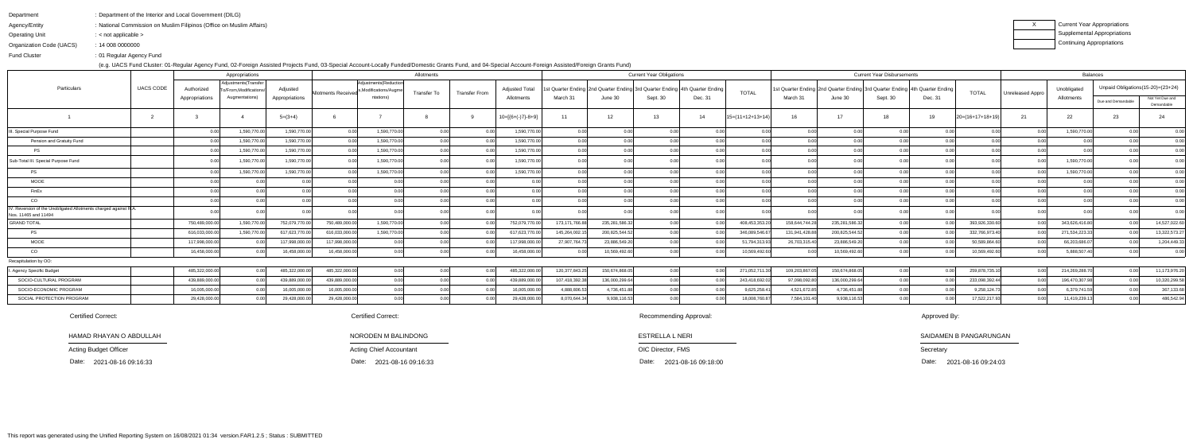Department : Department of the Interior and Local Government (DILG)

Agency/Entity : National Commission on Muslim Filipinos (Office on Muslim Affairs)

Operating Unit : < not applicable >

Organization Code (UACS) : 14 008 0000000

Fund Cluster : 01 Regular Agency Fund

(e.g. UACS Fund Cluster: 01-Regular Agency Fund, 02-Foreign Assisted Projects Fund, 03-Special Account-Locally Funded/Domestic Grants Fund, and 04-Special Account-Foreign Assisted/Foreign Grants Fund)

| X | Current Year Appropriations |
|---|---|
| | Supplemental Appropriations |
| | Continuing Appropriations |

| Particulars | UACS CODE | Appropriations | | | Allotments | | | | | Current Year Obligations | | | | | Current Year Disbursements | | | | | Balances | | | |
|---|---|---|---|---|---|---|---|---|---|---|---|---|---|---|---|---|---|---|---|---|---|---|---|
| | | Authorized Appropriations | Adjustments(Transfer To/From,Modifications/Augmentations) | Adjusted Appropriations | Allotments Received | Adjustments(Reductions,Modifications/Augmentations) | Transfer To | Transfer From | Adjusted Total Allotments | 1st Quarter Ending March 31 | 2nd Quarter Ending June 30 | 3rd Quarter Ending Sept. 30 | 4th Quarter Ending Dec. 31 | TOTAL | 1st Quarter Ending March 31 | 2nd Quarter Ending June 30 | 3rd Quarter Ending Sept. 30 | 4th Quarter Ending Dec. 31 | TOTAL | Unreleased Appro | Unobligated Allotments | Unpaid Obligations(15-20)=(23+24) Due and Demandable | Not Yet Due and Demandable |
| 1 | 2 | 3 | 4 | 5=(3+4) | 6 | 7 | 8 | 9 | 10=[{6+(-)7}-8+9] | 11 | 12 | 13 | 14 | 15=(11+12+13+14) | 16 | 17 | 18 | 19 | 20=(16+17+18+19) | 21 | 22 | 23 | 24 |
| III. Special Purpose Fund | | 0.00 | 1,590,770.00 | 1,590,770.00 | 0.00 | 1,590,770.00 | 0.00 | 0.00 | 1,590,770.00 | 0.00 | 0.00 | 0.00 | 0.00 | 0.00 | 0.00 | 0.00 | 0.00 | 0.00 | 0.00 | 0.00 | 1,590,770.00 | 0.00 | 0.00 |
| Pension and Gratuity Fund | | 0.00 | 1,590,770.00 | 1,590,770.00 | 0.00 | 1,590,770.00 | 0.00 | 0.00 | 1,590,770.00 | 0.00 | 0.00 | 0.00 | 0.00 | 0.00 | 0.00 | 0.00 | 0.00 | 0.00 | 0.00 | 0.00 | 0.00 | 0.00 | 0.00 |
| PS | | 0.00 | 1,590,770.00 | 1,590,770.00 | 0.00 | 1,590,770.00 | 0.00 | 0.00 | 1,590,770.00 | 0.00 | 0.00 | 0.00 | 0.00 | 0.00 | 0.00 | 0.00 | 0.00 | 0.00 | 0.00 | 0.00 | 0.00 | 0.00 | 0.00 |
| Sub-Total III. Special Purpose Fund | | 0.00 | 1,590,770.00 | 1,590,770.00 | 0.00 | 1,590,770.00 | 0.00 | 0.00 | 1,590,770.00 | 0.00 | 0.00 | 0.00 | 0.00 | 0.00 | 0.00 | 0.00 | 0.00 | 0.00 | 0.00 | 0.00 | 1,590,770.00 | 0.00 | 0.00 |
| PS | | 0.00 | 1,590,770.00 | 1,590,770.00 | 0.00 | 1,590,770.00 | 0.00 | 0.00 | 1,590,770.00 | 0.00 | 0.00 | 0.00 | 0.00 | 0.00 | 0.00 | 0.00 | 0.00 | 0.00 | 0.00 | 0.00 | 1,590,770.00 | 0.00 | 0.00 |
| MOOE | | 0.00 | 0.00 | 0.00 | 0.00 | 0.00 | 0.00 | 0.00 | 0.00 | 0.00 | 0.00 | 0.00 | 0.00 | 0.00 | 0.00 | 0.00 | 0.00 | 0.00 | 0.00 | 0.00 | 0.00 | 0.00 | 0.00 |
| FinEx | | 0.00 | 0.00 | 0.00 | 0.00 | 0.00 | 0.00 | 0.00 | 0.00 | 0.00 | 0.00 | 0.00 | 0.00 | 0.00 | 0.00 | 0.00 | 0.00 | 0.00 | 0.00 | 0.00 | 0.00 | 0.00 | 0.00 |
| CO | | 0.00 | 0.00 | 0.00 | 0.00 | 0.00 | 0.00 | 0.00 | 0.00 | 0.00 | 0.00 | 0.00 | 0.00 | 0.00 | 0.00 | 0.00 | 0.00 | 0.00 | 0.00 | 0.00 | 0.00 | 0.00 | 0.00 |
| IV. Reversion of the Unobligated Allotments charged against R.A. Nos. 11465 and 11494 | | 0.00 | 0.00 | 0.00 | 0.00 | 0.00 | 0.00 | 0.00 | 0.00 | 0.00 | 0.00 | 0.00 | 0.00 | 0.00 | 0.00 | 0.00 | 0.00 | 0.00 | 0.00 | 0.00 | 0.00 | 0.00 | 0.00 |
| GRAND TOTAL | | 750,489,000.00 | 1,590,770.00 | 752,079,770.00 | 750,489,000.00 | 1,590,770.00 | 0.00 | 0.00 | 752,079,770.00 | 173,171,766.88 | 235,281,586.32 | 0.00 | 0.00 | 408,453,353.20 | 158,644,744.28 | 235,281,586.32 | 0.00 | 0.00 | 393,926,330.60 | 0.00 | 343,626,416.80 | 0.00 | 14,527,022.60 |
| PS | | 616,033,000.00 | 1,590,770.00 | 617,623,770.00 | 616,033,000.00 | 1,590,770.00 | 0.00 | 0.00 | 617,623,770.00 | 145,264,002.15 | 200,825,544.52 | 0.00 | 0.00 | 346,089,546.67 | 131,941,428.88 | 200,825,544.52 | 0.00 | 0.00 | 332,766,973.40 | 0.00 | 271,534,223.33 | 0.00 | 13,322,573.27 |
| MOOE | | 117,998,000.00 | 0.00 | 117,998,000.00 | 117,998,000.00 | 0.00 | 0.00 | 0.00 | 117,998,000.00 | 27,907,764.73 | 23,886,549.20 | 0.00 | 0.00 | 51,794,313.93 | 26,703,315.40 | 23,886,549.20 | 0.00 | 0.00 | 50,589,864.60 | 0.00 | 66,203,686.07 | 0.00 | 1,204,449.33 |
| CO | | 16,458,000.00 | 0.00 | 16,458,000.00 | 16,458,000.00 | 0.00 | 0.00 | 0.00 | 16,458,000.00 | 0.00 | 10,569,492.60 | 0.00 | 0.00 | 10,569,492.60 | 0.00 | 10,569,492.60 | 0.00 | 0.00 | 10,569,492.60 | 0.00 | 5,888,507.40 | 0.00 | 0.00 |
| Recapitulation by OO: | | | | | | | | | | | | | | | | | | | | | | | |
| I. Agency Specific Budget | | 485,322,000.00 | 0.00 | 485,322,000.00 | 485,322,000.00 | 0.00 | 0.00 | 0.00 | 485,322,000.00 | 120,377,843.25 | 150,674,868.05 | 0.00 | 0.00 | 271,052,711.30 | 109,203,867.05 | 150,674,868.05 | 0.00 | 0.00 | 259,878,735.10 | 0.00 | 214,269,288.70 | 0.00 | 11,173,976.20 |
| SOCIO-CULTURAL PROGRAM | | 439,889,000.00 | 0.00 | 439,889,000.00 | 439,889,000.00 | 0.00 | 0.00 | 0.00 | 439,889,000.00 | 107,418,392.38 | 136,000,299.64 | 0.00 | 0.00 | 243,418,692.02 | 97,098,092.80 | 136,000,299.64 | 0.00 | 0.00 | 233,098,392.44 | 0.00 | 196,470,307.98 | 0.00 | 10,320,299.58 |
| SOCIO-ECONOMIC PROGRAM | | 16,005,000.00 | 0.00 | 16,005,000.00 | 16,005,000.00 | 0.00 | 0.00 | 0.00 | 16,005,000.00 | 4,888,806.53 | 4,736,451.88 | 0.00 | 0.00 | 9,625,258.41 | 4,521,672.85 | 4,736,451.88 | 0.00 | 0.00 | 9,258,124.73 | 0.00 | 6,379,741.59 | 0.00 | 367,133.68 |
| SOCIAL PROTECTION PROGRAM | | 29,428,000.00 | 0.00 | 29,428,000.00 | 29,428,000.00 | 0.00 | 0.00 | 0.00 | 29,428,000.00 | 8,070,644.34 | 9,938,116.53 | 0.00 | 0.00 | 18,008,760.87 | 7,584,101.40 | 9,938,116.53 | 0.00 | 0.00 | 17,522,217.93 | 0.00 | 11,419,239.13 | 0.00 | 486,542.94 |

Certified Correct:

HAMAD RHAYAN O ABDULLAH

Acting Budget Officer

Date: 2021-08-16 09:16:33

Certified Correct:

NORODEN M BALINDONG

Acting Chief Accountant

Date: 2021-08-16 09:16:33

Recommending Approval:

ESTRELLA L NERI

OIC Director, FMS

Date: 2021-08-16 09:18:00

Approved By:

SAIDAMEN B PANGARUNGAN

Secretary

Date: 2021-08-16 09:24:03

This report was generated using the Unified Reporting System on 16/08/2021 01:34 version.FAR1.2.5 ; Status : SUBMITTED